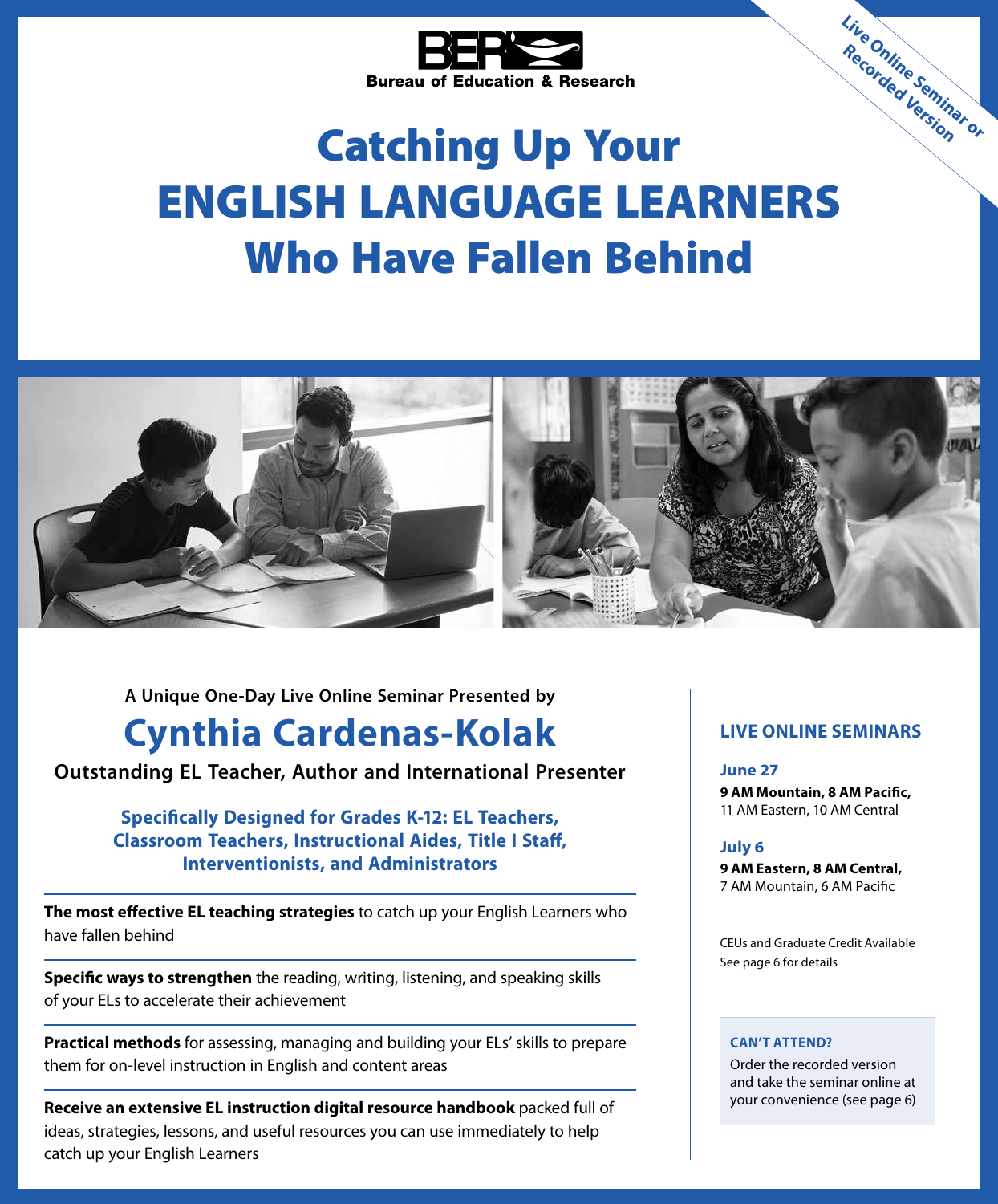**Bureau of Education & Research**

*Live Online Seminar or Recorded Version*

# Catching Up Your ENGLISH LANGUAGE LEARNERS Who Have Fallen Behind

**A Unique One-Day Live Online Seminar Presented by**

## Cynthia Cardenas-Kolak

**Outstanding EL Teacher, Author and International Presenter**

**Specifically Designed for Grades K-12: EL Teachers, Classroom Teachers, Instructional Aides, Title I Staff, Interventionists, and Administrators**

**The most effective EL teaching strategies** to catch up your English Learners who have fallen behind

**Specific ways to strengthen** the reading, writing, listening, and speaking skills of your ELs to accelerate their achievement

**Practical methods** for assessing, managing and building your ELs' skills to prepare them for on-level instruction in English and content areas

**Receive an extensive EL instruction digital resource handbook** packed full of ideas, strategies, lessons, and useful resources you can use immediately to help catch up your English Learners

### LIVE ONLINE SEMINARS

**June 27**
**9 AM Mountain, 8 AM Pacific,**
11 AM Eastern, 10 AM Central

**July 6**
**9 AM Eastern, 8 AM Central,**
7 AM Mountain, 6 AM Pacific

CEUs and Graduate Credit Available
See page 6 for details

**CAN'T ATTEND?**
Order the recorded version and take the seminar online at your convenience (see page 6)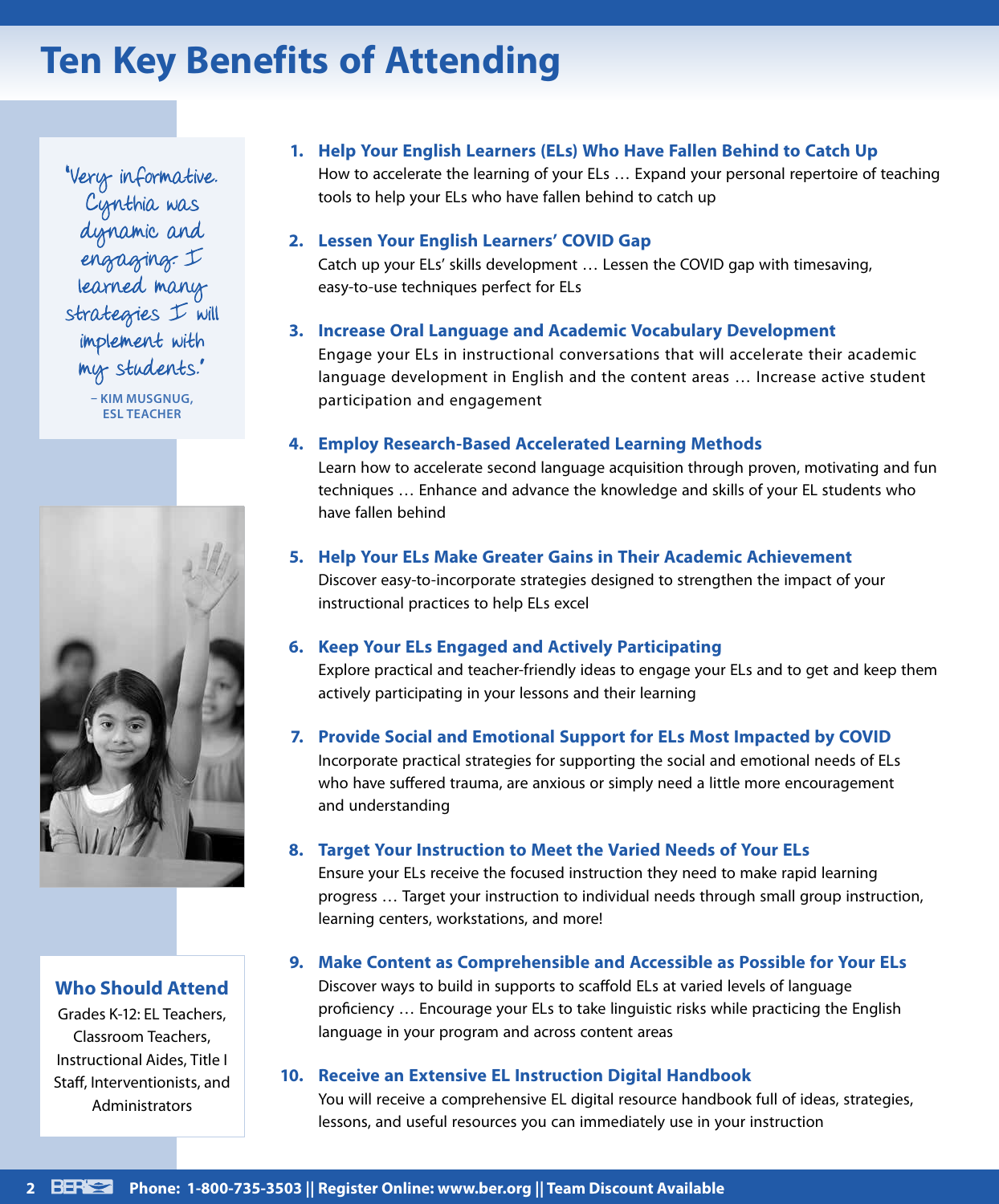# Ten Key Benefits of Attending

*"Very informative. Cynthia was dynamic and engaging. I learned many strategies I will implement with my students."*

– KIM MUSGNUG, ESL TEACHER

1. **Help Your English Learners (ELs) Who Have Fallen Behind to Catch Up**
   How to accelerate the learning of your ELs … Expand your personal repertoire of teaching tools to help your ELs who have fallen behind to catch up

2. **Lessen Your English Learners' COVID Gap**
   Catch up your ELs' skills development … Lessen the COVID gap with timesaving, easy-to-use techniques perfect for ELs

3. **Increase Oral Language and Academic Vocabulary Development**
   Engage your ELs in instructional conversations that will accelerate their academic language development in English and the content areas … Increase active student participation and engagement

4. **Employ Research-Based Accelerated Learning Methods**
   Learn how to accelerate second language acquisition through proven, motivating and fun techniques … Enhance and advance the knowledge and skills of your EL students who have fallen behind

5. **Help Your ELs Make Greater Gains in Their Academic Achievement**
   Discover easy-to-incorporate strategies designed to strengthen the impact of your instructional practices to help ELs excel

6. **Keep Your ELs Engaged and Actively Participating**
   Explore practical and teacher-friendly ideas to engage your ELs and to get and keep them actively participating in your lessons and their learning

7. **Provide Social and Emotional Support for ELs Most Impacted by COVID**
   Incorporate practical strategies for supporting the social and emotional needs of ELs who have suffered trauma, are anxious or simply need a little more encouragement and understanding

8. **Target Your Instruction to Meet the Varied Needs of Your ELs**
   Ensure your ELs receive the focused instruction they need to make rapid learning progress … Target your instruction to individual needs through small group instruction, learning centers, workstations, and more!

9. **Make Content as Comprehensible and Accessible as Possible for Your ELs**
   Discover ways to build in supports to scaffold ELs at varied levels of language proficiency … Encourage your ELs to take linguistic risks while practicing the English language in your program and across content areas

10. **Receive an Extensive EL Instruction Digital Handbook**
    You will receive a comprehensive EL digital resource handbook full of ideas, strategies, lessons, and useful resources you can immediately use in your instruction

## Who Should Attend

Grades K-12: EL Teachers, Classroom Teachers, Instructional Aides, Title I Staff, Interventionists, and Administrators

**Phone: 1-800-735-3503 || Register Online: www.ber.org || Team Discount Available**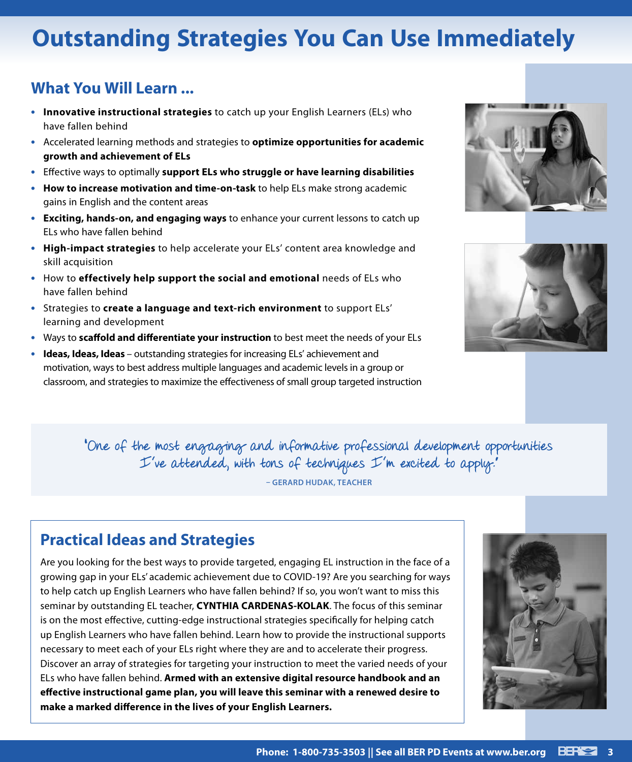# Outstanding Strategies You Can Use Immediately

## What You Will Learn ...

- **Innovative instructional strategies** to catch up your English Learners (ELs) who have fallen behind
- Accelerated learning methods and strategies to **optimize opportunities for academic growth and achievement of ELs**
- Effective ways to optimally **support ELs who struggle or have learning disabilities**
- **How to increase motivation and time-on-task** to help ELs make strong academic gains in English and the content areas
- **Exciting, hands-on, and engaging ways** to enhance your current lessons to catch up ELs who have fallen behind
- **High-impact strategies** to help accelerate your ELs' content area knowledge and skill acquisition
- How to **effectively help support the social and emotional** needs of ELs who have fallen behind
- Strategies to **create a language and text-rich environment** to support ELs' learning and development
- Ways to **scaffold and differentiate your instruction** to best meet the needs of your ELs
- **Ideas, Ideas, Ideas** – outstanding strategies for increasing ELs' achievement and motivation, ways to best address multiple languages and academic levels in a group or classroom, and strategies to maximize the effectiveness of small group targeted instruction

> "One of the most engaging and informative professional development opportunities I've attended, with tons of techniques I'm excited to apply."
>
> – GERARD HUDAK, TEACHER

## Practical Ideas and Strategies

Are you looking for the best ways to provide targeted, engaging EL instruction in the face of a growing gap in your ELs' academic achievement due to COVID-19? Are you searching for ways to help catch up English Learners who have fallen behind? If so, you won't want to miss this seminar by outstanding EL teacher, **CYNTHIA CARDENAS-KOLAK**. The focus of this seminar is on the most effective, cutting-edge instructional strategies specifically for helping catch up English Learners who have fallen behind. Learn how to provide the instructional supports necessary to meet each of your ELs right where they are and to accelerate their progress. Discover an array of strategies for targeting your instruction to meet the varied needs of your ELs who have fallen behind. **Armed with an extensive digital resource handbook and an effective instructional game plan, you will leave this seminar with a renewed desire to make a marked difference in the lives of your English Learners.**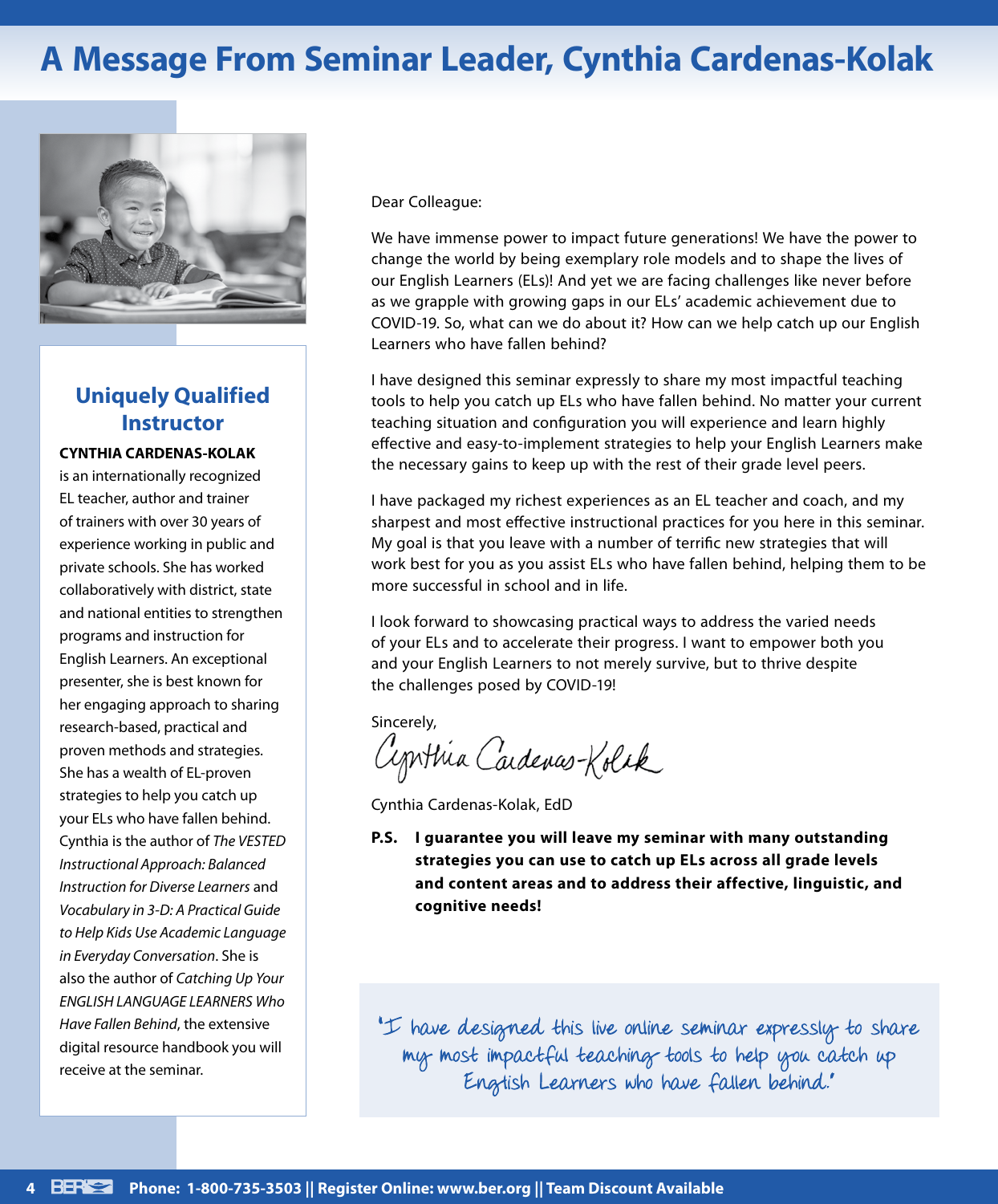# A Message From Seminar Leader, Cynthia Cardenas-Kolak

## Uniquely Qualified Instructor

**CYNTHIA CARDENAS-KOLAK** is an internationally recognized EL teacher, author and trainer of trainers with over 30 years of experience working in public and private schools. She has worked collaboratively with district, state and national entities to strengthen programs and instruction for English Learners. An exceptional presenter, she is best known for her engaging approach to sharing research-based, practical and proven methods and strategies. She has a wealth of EL-proven strategies to help you catch up your ELs who have fallen behind. Cynthia is the author of *The VESTED Instructional Approach: Balanced Instruction for Diverse Learners* and *Vocabulary in 3-D: A Practical Guide to Help Kids Use Academic Language in Everyday Conversation*. She is also the author of *Catching Up Your ENGLISH LANGUAGE LEARNERS Who Have Fallen Behind*, the extensive digital resource handbook you will receive at the seminar.

Dear Colleague:

We have immense power to impact future generations! We have the power to change the world by being exemplary role models and to shape the lives of our English Learners (ELs)! And yet we are facing challenges like never before as we grapple with growing gaps in our ELs' academic achievement due to COVID-19. So, what can we do about it? How can we help catch up our English Learners who have fallen behind?

I have designed this seminar expressly to share my most impactful teaching tools to help you catch up ELs who have fallen behind. No matter your current teaching situation and configuration you will experience and learn highly effective and easy-to-implement strategies to help your English Learners make the necessary gains to keep up with the rest of their grade level peers.

I have packaged my richest experiences as an EL teacher and coach, and my sharpest and most effective instructional practices for you here in this seminar. My goal is that you leave with a number of terrific new strategies that will work best for you as you assist ELs who have fallen behind, helping them to be more successful in school and in life.

I look forward to showcasing practical ways to address the varied needs of your ELs and to accelerate their progress. I want to empower both you and your English Learners to not merely survive, but to thrive despite the challenges posed by COVID-19!

Sincerely,

Cynthia Cardenas-Kolak

Cynthia Cardenas-Kolak, EdD

**P.S. I guarantee you will leave my seminar with many outstanding strategies you can use to catch up ELs across all grade levels and content areas and to address their affective, linguistic, and cognitive needs!**

*"I have designed this live online seminar expressly to share my most impactful teaching tools to help you catch up English Learners who have fallen behind."*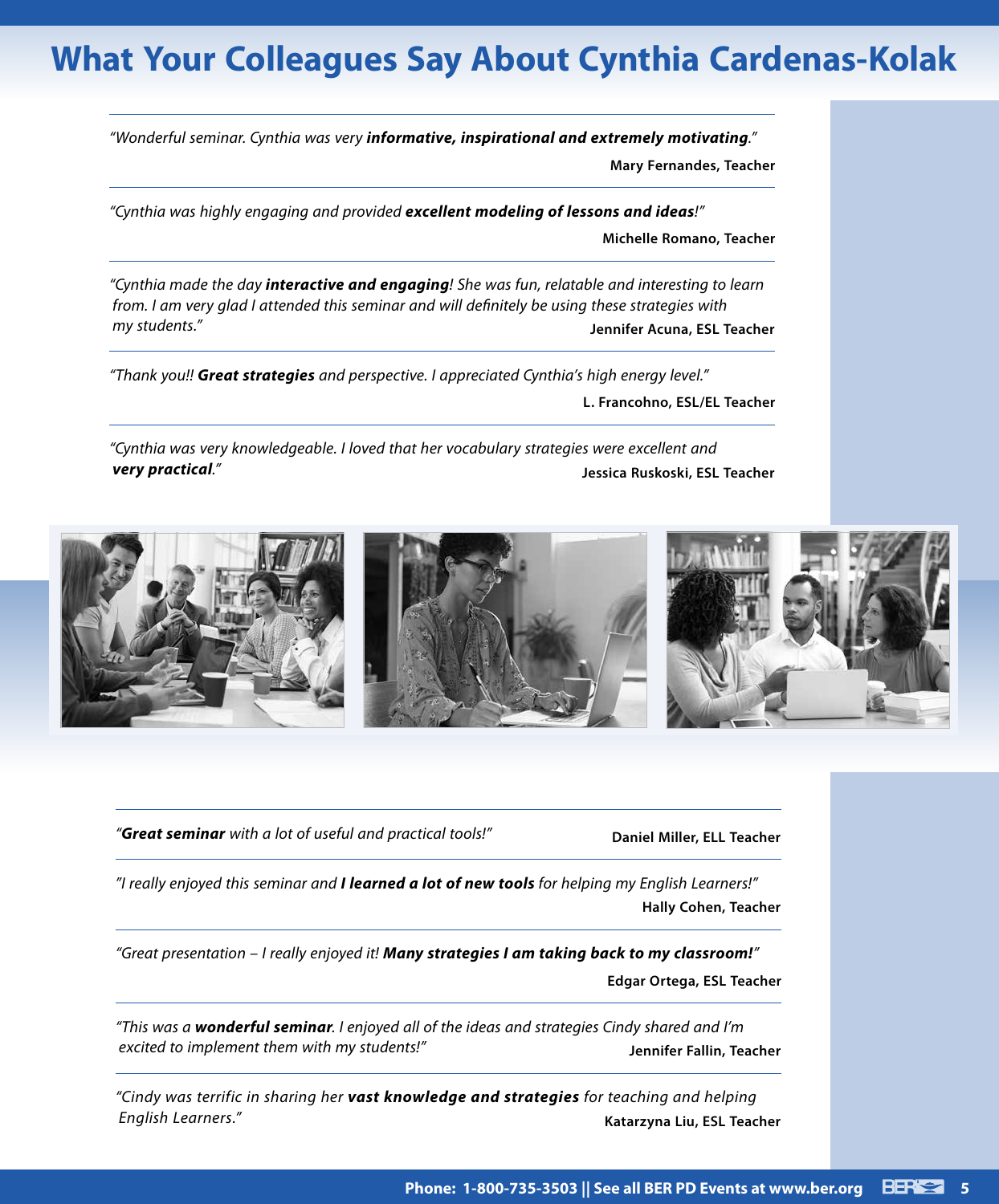# What Your Colleagues Say About Cynthia Cardenas-Kolak

---

*"Wonderful seminar. Cynthia was very **informative, inspirational and extremely motivating**."*

**Mary Fernandes, Teacher**

---

*"Cynthia was highly engaging and provided **excellent modeling of lessons and ideas**!"*

**Michelle Romano, Teacher**

---

*"Cynthia made the day **interactive and engaging**! She was fun, relatable and interesting to learn from. I am very glad I attended this seminar and will definitely be using these strategies with my students."*

**Jennifer Acuna, ESL Teacher**

---

*"Thank you!! **Great strategies** and perspective. I appreciated Cynthia's high energy level."*

**L. Francohno, ESL/EL Teacher**

---

*"Cynthia was very knowledgeable. I loved that her vocabulary strategies were excellent and **very practical**."*

**Jessica Ruskoski, ESL Teacher**

---

*"**Great seminar** with a lot of useful and practical tools!"*

**Daniel Miller, ELL Teacher**

---

*"I really enjoyed this seminar and **I learned a lot of new tools** for helping my English Learners!"*

**Hally Cohen, Teacher**

---

*"Great presentation – I really enjoyed it! **Many strategies I am taking back to my classroom!**"*

**Edgar Ortega, ESL Teacher**

---

*"This was a **wonderful seminar**. I enjoyed all of the ideas and strategies Cindy shared and I'm excited to implement them with my students!"*

**Jennifer Fallin, Teacher**

---

*"Cindy was terrific in sharing her **vast knowledge and strategies** for teaching and helping English Learners."*

**Katarzyna Liu, ESL Teacher**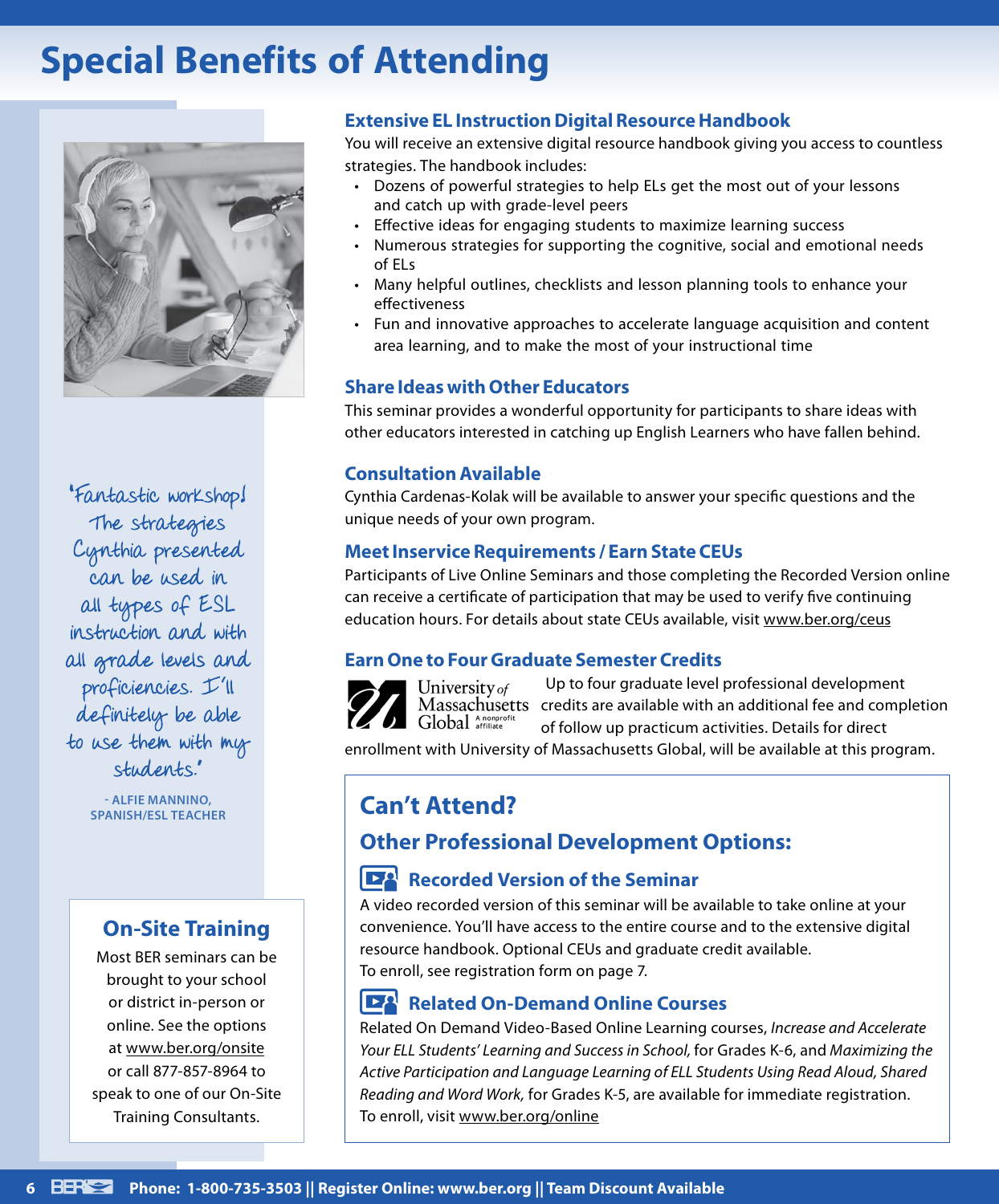# Special Benefits of Attending

"Fantastic workshop! The strategies Cynthia presented can be used in all types of ESL instruction and with all grade levels and proficiencies. I'll definitely be able to use them with my students."

**- ALFIE MANNINO, SPANISH/ESL TEACHER**

## On-Site Training

Most BER seminars can be brought to your school or district in-person or online. See the options at www.ber.org/onsite or call 877-857-8964 to speak to one of our On-Site Training Consultants.

### Extensive EL Instruction Digital Resource Handbook

You will receive an extensive digital resource handbook giving you access to countless strategies. The handbook includes:

- Dozens of powerful strategies to help ELs get the most out of your lessons and catch up with grade-level peers
- Effective ideas for engaging students to maximize learning success
- Numerous strategies for supporting the cognitive, social and emotional needs of ELs
- Many helpful outlines, checklists and lesson planning tools to enhance your effectiveness
- Fun and innovative approaches to accelerate language acquisition and content area learning, and to make the most of your instructional time

### Share Ideas with Other Educators

This seminar provides a wonderful opportunity for participants to share ideas with other educators interested in catching up English Learners who have fallen behind.

### Consultation Available

Cynthia Cardenas-Kolak will be available to answer your specific questions and the unique needs of your own program.

### Meet Inservice Requirements / Earn State CEUs

Participants of Live Online Seminars and those completing the Recorded Version online can receive a certificate of participation that may be used to verify five continuing education hours. For details about state CEUs available, visit www.ber.org/ceus

### Earn One to Four Graduate Semester Credits

University of Massachusetts Global — A nonprofit affiliate

Up to four graduate level professional development credits are available with an additional fee and completion of follow up practicum activities. Details for direct enrollment with University of Massachusetts Global, will be available at this program.

## Can't Attend?

## Other Professional Development Options:

### Recorded Version of the Seminar

A video recorded version of this seminar will be available to take online at your convenience. You'll have access to the entire course and to the extensive digital resource handbook. Optional CEUs and graduate credit available.
To enroll, see registration form on page 7.

### Related On-Demand Online Courses

Related On Demand Video-Based Online Learning courses, *Increase and Accelerate Your ELL Students' Learning and Success in School,* for Grades K-6, and *Maximizing the Active Participation and Language Learning of ELL Students Using Read Aloud, Shared Reading and Word Work,* for Grades K-5, are available for immediate registration.
To enroll, visit www.ber.org/online

**Phone: 1-800-735-3503 || Register Online: www.ber.org || Team Discount Available**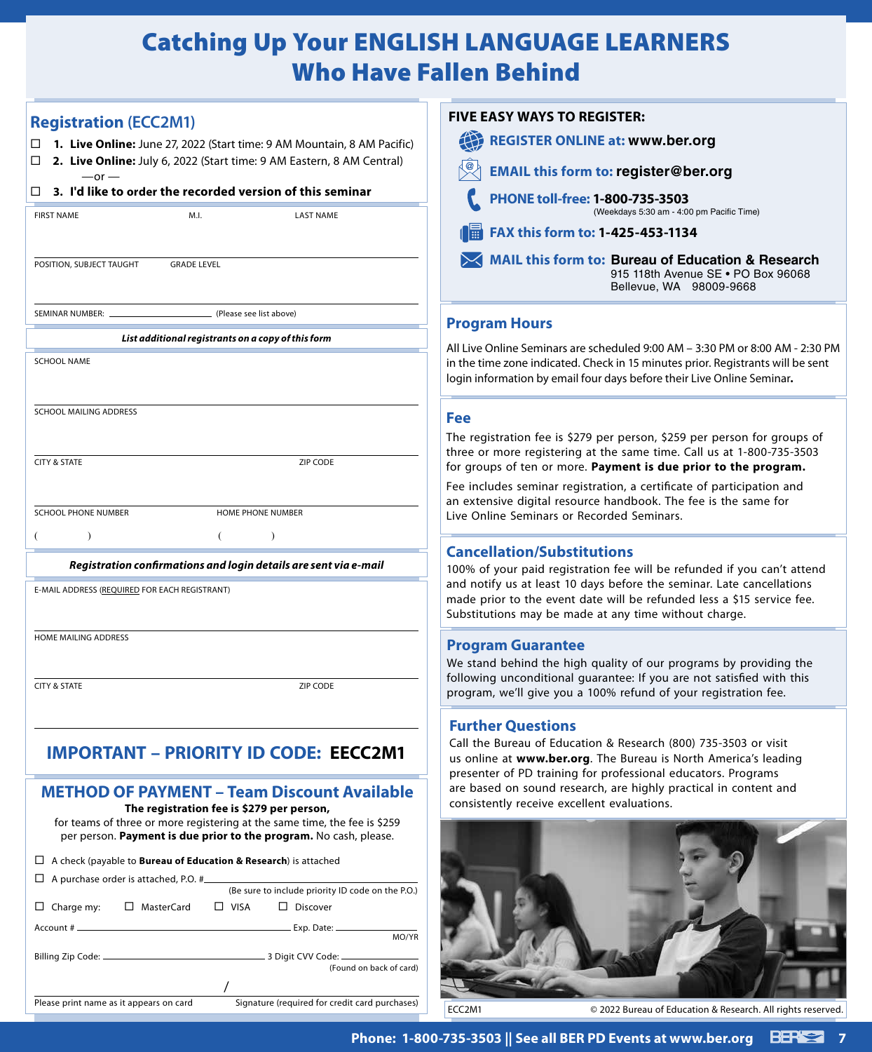# Catching Up Your ENGLISH LANGUAGE LEARNERS Who Have Fallen Behind

## Registration (ECC2M1)

☐ **1. Live Online:** June 27, 2022 (Start time: 9 AM Mountain, 8 AM Pacific)

☐ **2. Live Online:** July 6, 2022 (Start time: 9 AM Eastern, 8 AM Central)

—or —

☐ **3. I'd like to order the recorded version of this seminar**

FIRST NAME | M.I. | LAST NAME

POSITION, SUBJECT TAUGHT | GRADE LEVEL

SEMINAR NUMBER: ____________ (Please see list above)

***List additional registrants on a copy of this form***

SCHOOL NAME

SCHOOL MAILING ADDRESS

CITY & STATE | ZIP CODE

SCHOOL PHONE NUMBER ( ) | HOME PHONE NUMBER ( )

***Registration confirmations and login details are sent via e-mail***

E-MAIL ADDRESS (REQUIRED FOR EACH REGISTRANT)

HOME MAILING ADDRESS

CITY & STATE | ZIP CODE

## IMPORTANT – PRIORITY ID CODE: **EECC2M1**

## METHOD OF PAYMENT – Team Discount Available

**The registration fee is $279 per person,** for teams of three or more registering at the same time, the fee is $259 per person. **Payment is due prior to the program.** No cash, please.

☐ A check (payable to **Bureau of Education & Research**) is attached

☐ A purchase order is attached, P.O. # ____________ (Be sure to include priority ID code on the P.O.)

☐ Charge my: ☐ MasterCard ☐ VISA ☐ Discover

Account # ____________ Exp. Date: ______ MO/YR

Billing Zip Code: ____________ 3 Digit CVV Code: ______ (Found on back of card)

Please print name as it appears on card / Signature (required for credit card purchases)

## FIVE EASY WAYS TO REGISTER:

- **REGISTER ONLINE at: www.ber.org**
- **EMAIL this form to: register@ber.org**
- **PHONE toll-free: 1-800-735-3503** (Weekdays 5:30 am - 4:00 pm Pacific Time)
- **FAX this form to: 1-425-453-1134**
- **MAIL this form to: Bureau of Education & Research**
  915 118th Avenue SE • PO Box 96068
  Bellevue, WA 98009-9668

## Program Hours

All Live Online Seminars are scheduled 9:00 AM – 3:30 PM or 8:00 AM - 2:30 PM in the time zone indicated. Check in 15 minutes prior. Registrants will be sent login information by email four days before their Live Online Seminar**.**

## Fee

The registration fee is $279 per person, $259 per person for groups of three or more registering at the same time. Call us at 1-800-735-3503 for groups of ten or more. **Payment is due prior to the program.**

Fee includes seminar registration, a certificate of participation and an extensive digital resource handbook. The fee is the same for Live Online Seminars or Recorded Seminars.

## Cancellation/Substitutions

100% of your paid registration fee will be refunded if you can't attend and notify us at least 10 days before the seminar. Late cancellations made prior to the event date will be refunded less a $15 service fee. Substitutions may be made at any time without charge.

## Program Guarantee

We stand behind the high quality of our programs by providing the following unconditional guarantee: If you are not satisfied with this program, we'll give you a 100% refund of your registration fee.

## Further Questions

Call the Bureau of Education & Research (800) 735-3503 or visit us online at **www.ber.org**. The Bureau is North America's leading presenter of PD training for professional educators. Programs are based on sound research, are highly practical in content and consistently receive excellent evaluations.

ECC2M1 © 2022 Bureau of Education & Research. All rights reserved.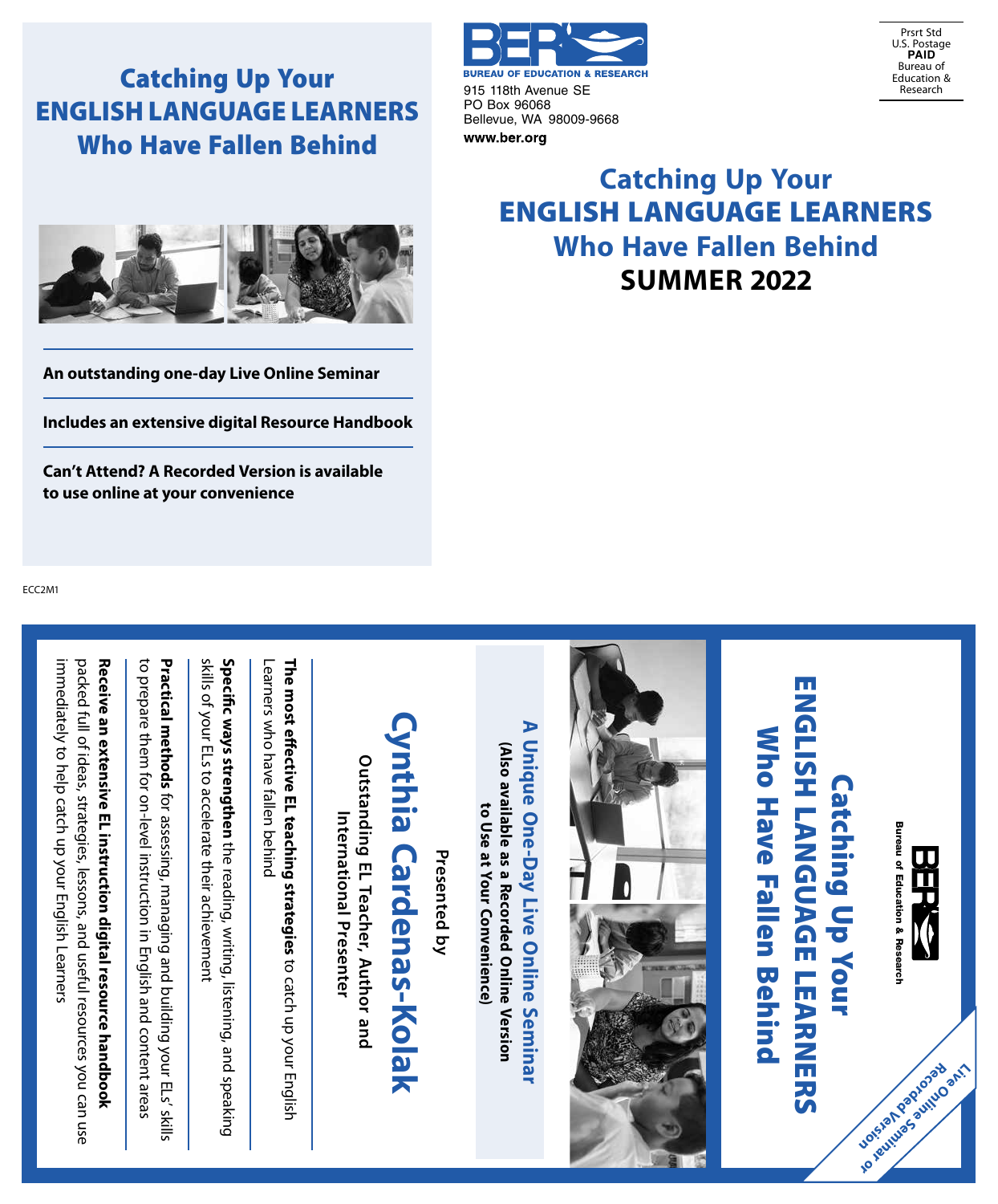# Catching Up Your ENGLISH LANGUAGE LEARNERS Who Have Fallen Behind

**An outstanding one-day Live Online Seminar**

**Includes an extensive digital Resource Handbook**

**Can't Attend? A Recorded Version is available to use online at your convenience**

ECC2M1

BUREAU OF EDUCATION & RESEARCH
915 118th Avenue SE
PO Box 96068
Bellevue, WA 98009-9668
**www.ber.org**

Prsrt Std
U.S. Postage
**PAID**
Bureau of Education & Research

## Catching Up Your ENGLISH LANGUAGE LEARNERS Who Have Fallen Behind

## SUMMER 2022

Bureau of Education & Research

Live Online Seminar or Recorded Version

# Catching Up Your ENGLISH LANGUAGE LEARNERS Who Have Fallen Behind

**A Unique One-Day Live Online Seminar**

**(Also available as a Recorded Online Version to Use at Your Convenience)**

Presented by

## Cynthia Cardenas-Kolak

**Outstanding EL Teacher, Author and International Presenter**

- **The most effective EL teaching strategies** to catch up your English Learners who have fallen behind
- **Specific ways strengthen** the reading, writing, listening, and speaking skills of your ELs to accelerate their achievement
- **Practical methods** for assessing, managing and building your ELs' skills to prepare them for on-level instruction in English and content areas
- **Receive an extensive EL instruction digital resource handbook** packed full of ideas, strategies, lessons, and useful resources you can use immediately to help catch up your English Learners